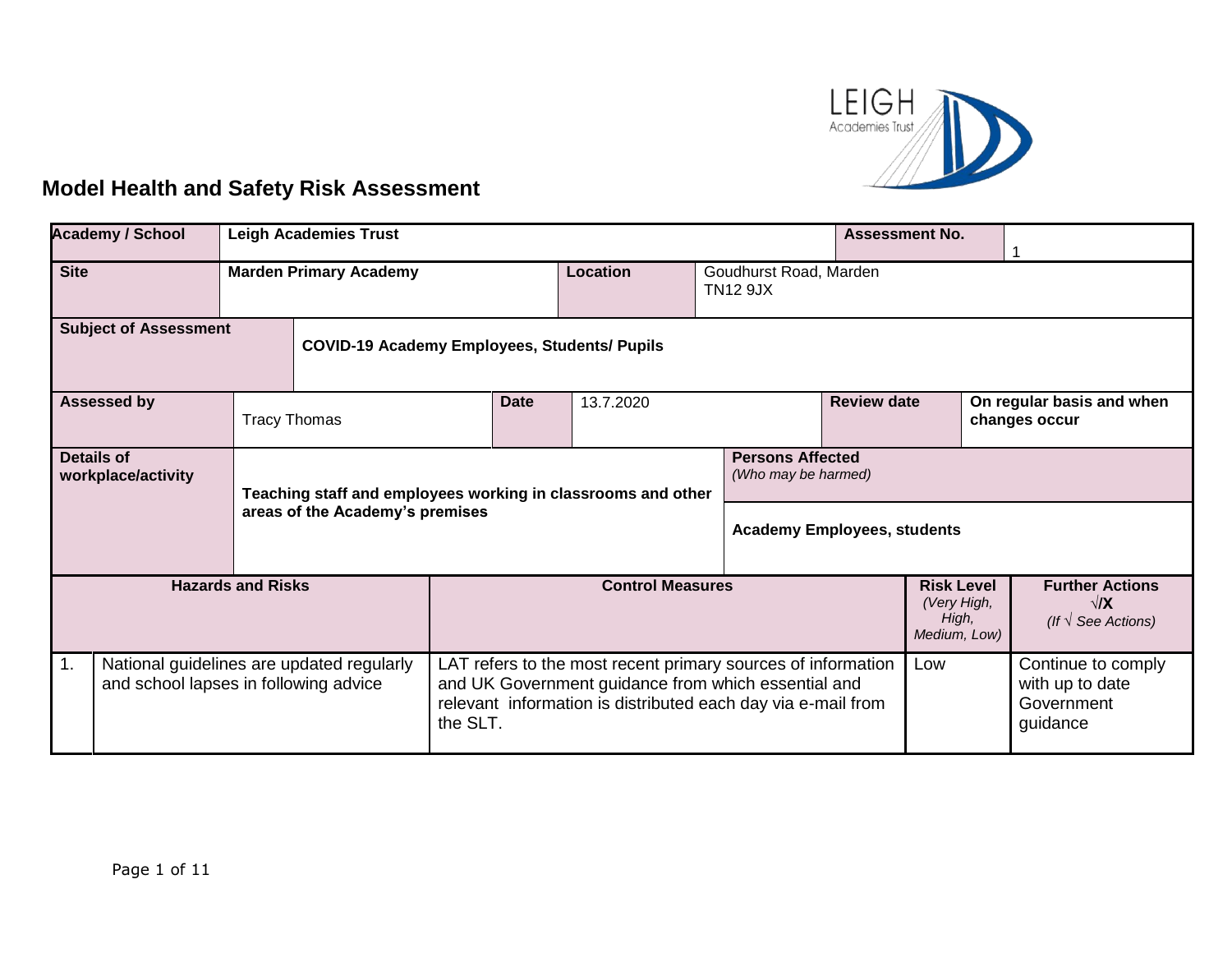# Model Health and Safety Risk Assessment

| **Academy / School** | **Leigh Academies Trust** | | **Assessment No.** | 1 |
|---|---|---|---|---|
| **Site** | **Marden Primary Academy** | **Location** | Goudhurst Road, Marden TN12 9JX | |
| **Subject of Assessment** | **COVID-19 Academy Employees, Students/ Pupils** | | | |
| **Assessed by** | Tracy Thomas | **Date** 13.7.2020 | **Review date** | **On regular basis and when changes occur** |
| **Details of workplace/activity** | **Teaching staff and employees working in classrooms and other areas of the Academy's premises** | | **Persons Affected** *(Who may be harmed)* | **Academy Employees, students** |

| | **Hazards and Risks** | **Control Measures** | **Risk Level** *(Very High, High, Medium, Low)* | **Further Actions** **√/X** *(If √ See Actions)* |
|---|---|---|---|---|
| 1. | National guidelines are updated regularly and school lapses in following advice | LAT refers to the most recent primary sources of information and UK Government guidance from which essential and relevant information is distributed each day via e-mail from the SLT. | Low | Continue to comply with up to date Government guidance |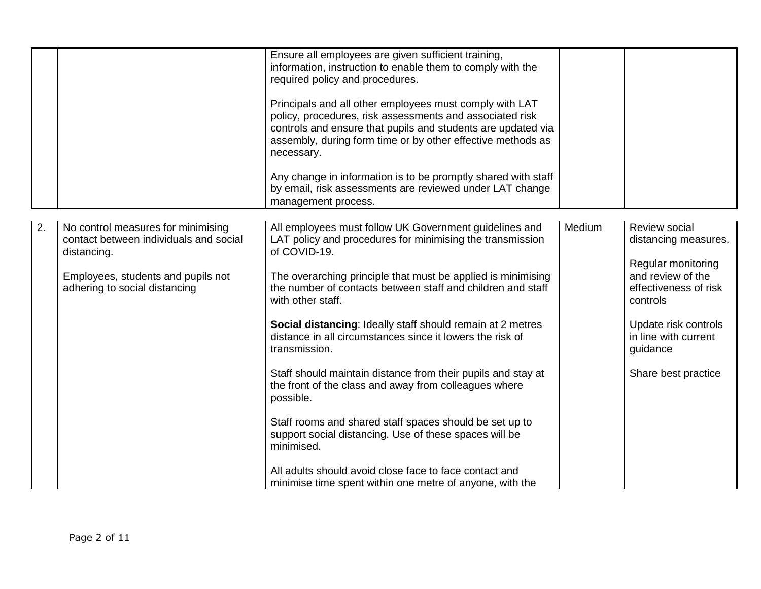| | | | | |
|---|---|---|---|---|
| | | Ensure all employees are given sufficient training, information, instruction to enable them to comply with the required policy and procedures.<br><br>Principals and all other employees must comply with LAT policy, procedures, risk assessments and associated risk controls and ensure that pupils and students are updated via assembly, during form time or by other effective methods as necessary.<br><br>Any change in information is to be promptly shared with staff by email, risk assessments are reviewed under LAT change management process. | | |

| | | | | |
|---|---|---|---|---|
| 2. | No control measures for minimising contact between individuals and social distancing.<br><br>Employees, students and pupils not adhering to social distancing | All employees must follow UK Government guidelines and LAT policy and procedures for minimising the transmission of COVID-19.<br><br>The overarching principle that must be applied is minimising the number of contacts between staff and children and staff with other staff.<br><br>**Social distancing**: Ideally staff should remain at 2 metres distance in all circumstances since it lowers the risk of transmission.<br><br>Staff should maintain distance from their pupils and stay at the front of the class and away from colleagues where possible.<br><br>Staff rooms and shared staff spaces should be set up to support social distancing. Use of these spaces will be minimised.<br><br>All adults should avoid close face to face contact and minimise time spent within one metre of anyone, with the | Medium | Review social distancing measures.<br><br>Regular monitoring and review of the effectiveness of risk controls<br><br>Update risk controls in line with current guidance<br><br>Share best practice |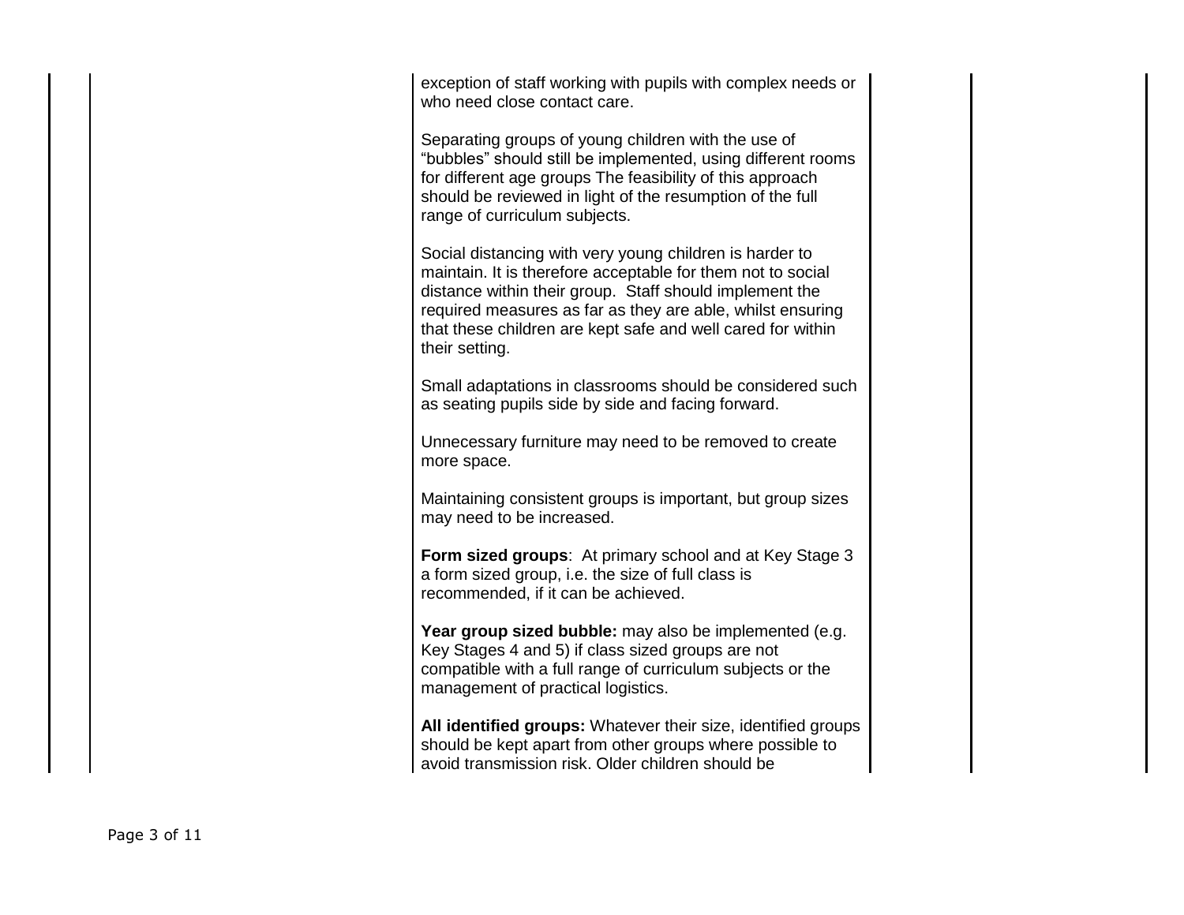| | | | |
|---|---|---|---|
| | exception of staff working with pupils with complex needs or who need close contact care.<br><br>Separating groups of young children with the use of "bubbles" should still be implemented, using different rooms for different age groups The feasibility of this approach should be reviewed in light of the resumption of the full range of curriculum subjects.<br><br>Social distancing with very young children is harder to maintain. It is therefore acceptable for them not to social distance within their group. Staff should implement the required measures as far as they are able, whilst ensuring that these children are kept safe and well cared for within their setting.<br><br>Small adaptations in classrooms should be considered such as seating pupils side by side and facing forward.<br><br>Unnecessary furniture may need to be removed to create more space.<br><br>Maintaining consistent groups is important, but group sizes may need to be increased.<br><br>**Form sized groups**: At primary school and at Key Stage 3 a form sized group, i.e. the size of full class is recommended, if it can be achieved.<br><br>**Year group sized bubble:** may also be implemented (e.g. Key Stages 4 and 5) if class sized groups are not compatible with a full range of curriculum subjects or the management of practical logistics.<br><br>**All identified groups:** Whatever their size, identified groups should be kept apart from other groups where possible to avoid transmission risk. Older children should be | | |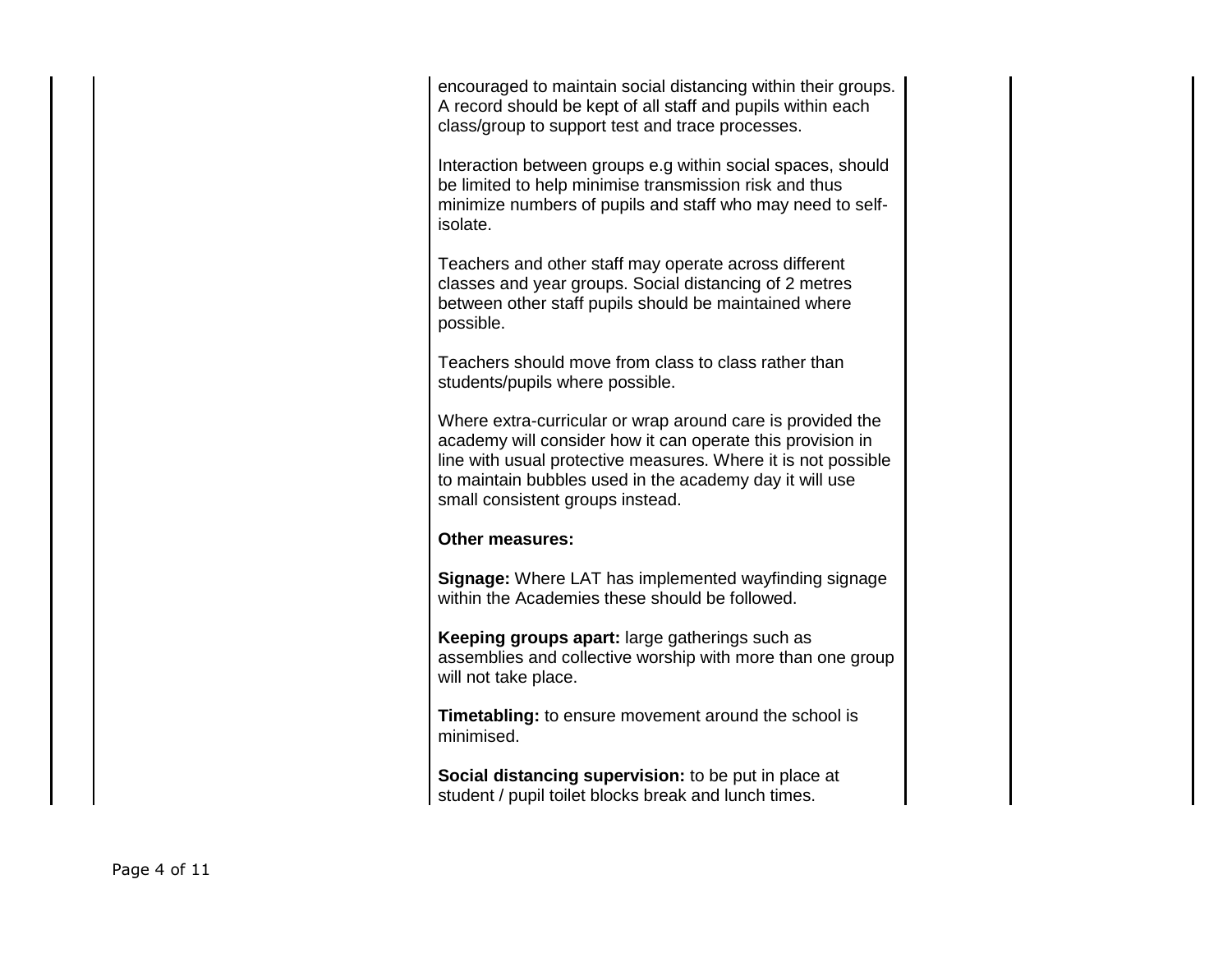| | | | |
|---|---|---|---|
| | encouraged to maintain social distancing within their groups. A record should be kept of all staff and pupils within each class/group to support test and trace processes.<br><br>Interaction between groups e.g within social spaces, should be limited to help minimise transmission risk and thus minimize numbers of pupils and staff who may need to self-isolate.<br><br>Teachers and other staff may operate across different classes and year groups. Social distancing of 2 metres between other staff pupils should be maintained where possible.<br><br>Teachers should move from class to class rather than students/pupils where possible.<br><br>Where extra-curricular or wrap around care is provided the academy will consider how it can operate this provision in line with usual protective measures. Where it is not possible to maintain bubbles used in the academy day it will use small consistent groups instead.<br><br>**Other measures:**<br><br>**Signage:** Where LAT has implemented wayfinding signage within the Academies these should be followed.<br><br>**Keeping groups apart:** large gatherings such as assemblies and collective worship with more than one group will not take place.<br><br>**Timetabling:** to ensure movement around the school is minimised.<br><br>**Social distancing supervision:** to be put in place at student / pupil toilet blocks break and lunch times. | | |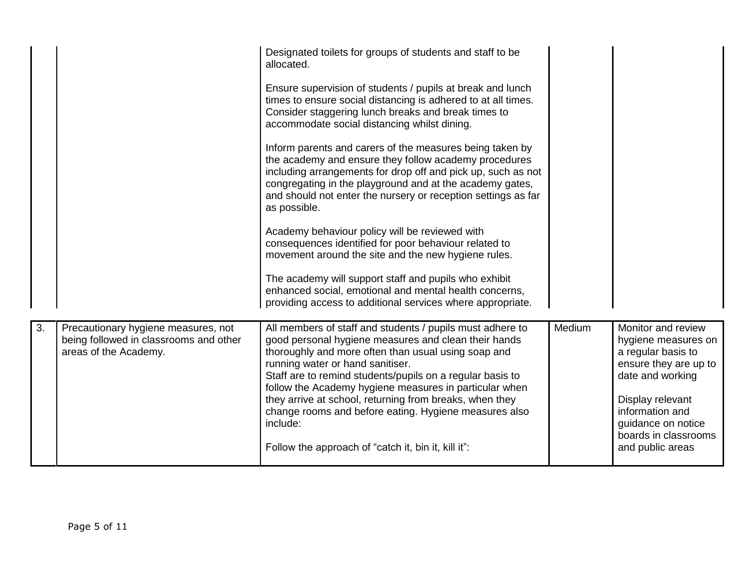| | | | | |
|---|---|---|---|---|
| | | Designated toilets for groups of students and staff to be allocated.<br><br>Ensure supervision of students / pupils at break and lunch times to ensure social distancing is adhered to at all times. Consider staggering lunch breaks and break times to accommodate social distancing whilst dining.<br><br>Inform parents and carers of the measures being taken by the academy and ensure they follow academy procedures including arrangements for drop off and pick up, such as not congregating in the playground and at the academy gates, and should not enter the nursery or reception settings as far as possible.<br><br>Academy behaviour policy will be reviewed with consequences identified for poor behaviour related to movement around the site and the new hygiene rules.<br><br>The academy will support staff and pupils who exhibit enhanced social, emotional and mental health concerns, providing access to additional services where appropriate. | | |
| 3. | Precautionary hygiene measures, not being followed in classrooms and other areas of the Academy. | All members of staff and students / pupils must adhere to good personal hygiene measures and clean their hands thoroughly and more often than usual using soap and running water or hand sanitiser.<br>Staff are to remind students/pupils on a regular basis to follow the Academy hygiene measures in particular when they arrive at school, returning from breaks, when they change rooms and before eating. Hygiene measures also include:<br><br>Follow the approach of "catch it, bin it, kill it": | Medium | Monitor and review hygiene measures on a regular basis to ensure they are up to date and working<br><br>Display relevant information and guidance on notice boards in classrooms and public areas |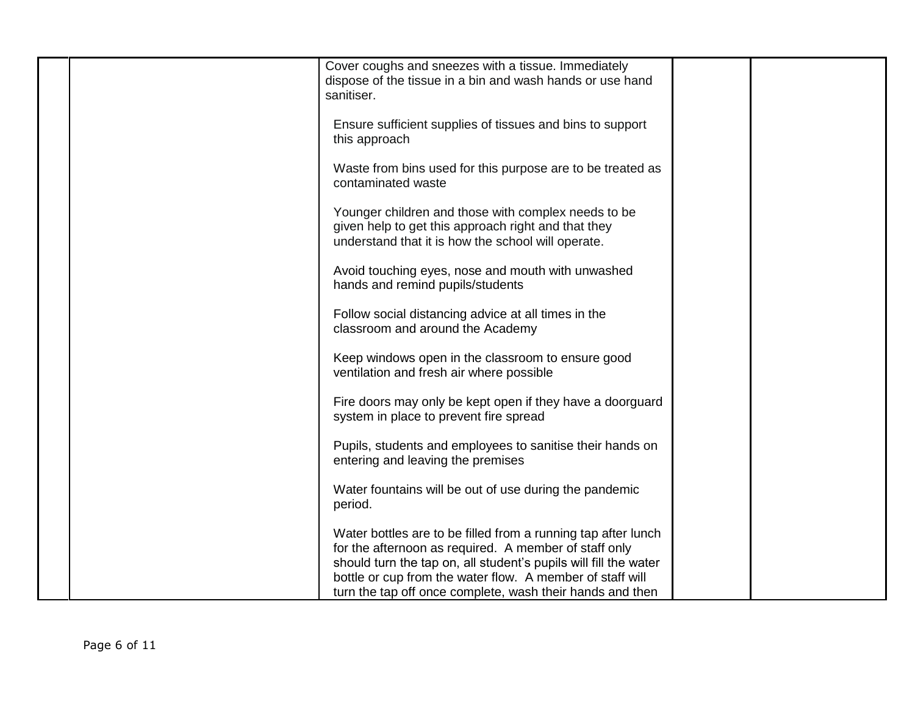| | | | | |
|---|---|---|---|---|
| | | Cover coughs and sneezes with a tissue. Immediately dispose of the tissue in a bin and wash hands or use hand sanitiser.<br><br>Ensure sufficient supplies of tissues and bins to support this approach<br><br>Waste from bins used for this purpose are to be treated as contaminated waste<br><br>Younger children and those with complex needs to be given help to get this approach right and that they understand that it is how the school will operate.<br><br>Avoid touching eyes, nose and mouth with unwashed hands and remind pupils/students<br><br>Follow social distancing advice at all times in the classroom and around the Academy<br><br>Keep windows open in the classroom to ensure good ventilation and fresh air where possible<br><br>Fire doors may only be kept open if they have a doorguard system in place to prevent fire spread<br><br>Pupils, students and employees to sanitise their hands on entering and leaving the premises<br><br>Water fountains will be out of use during the pandemic period.<br><br>Water bottles are to be filled from a running tap after lunch for the afternoon as required. A member of staff only should turn the tap on, all student's pupils will fill the water bottle or cup from the water flow. A member of staff will turn the tap off once complete, wash their hands and then | | |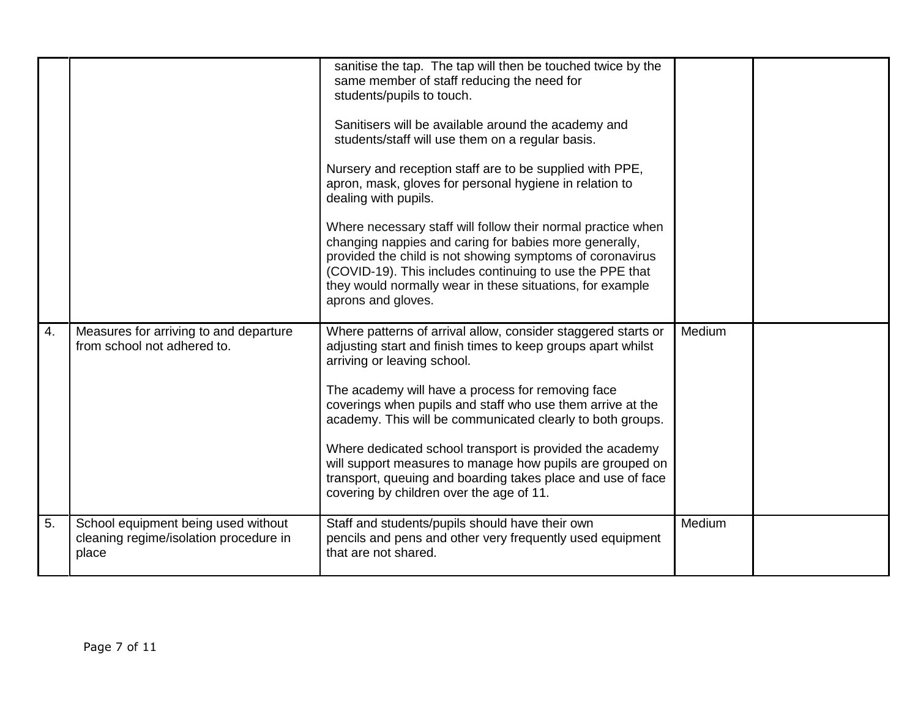| | | | | |
|---|---|---|---|---|
| | | sanitise the tap. The tap will then be touched twice by the same member of staff reducing the need for students/pupils to touch.<br><br>Sanitisers will be available around the academy and students/staff will use them on a regular basis.<br><br>Nursery and reception staff are to be supplied with PPE, apron, mask, gloves for personal hygiene in relation to dealing with pupils.<br><br>Where necessary staff will follow their normal practice when changing nappies and caring for babies more generally, provided the child is not showing symptoms of coronavirus (COVID-19). This includes continuing to use the PPE that they would normally wear in these situations, for example aprons and gloves. | | |
| 4. | Measures for arriving to and departure from school not adhered to. | Where patterns of arrival allow, consider staggered starts or adjusting start and finish times to keep groups apart whilst arriving or leaving school.<br><br>The academy will have a process for removing face coverings when pupils and staff who use them arrive at the academy. This will be communicated clearly to both groups.<br><br>Where dedicated school transport is provided the academy will support measures to manage how pupils are grouped on transport, queuing and boarding takes place and use of face covering by children over the age of 11. | Medium | |
| 5. | School equipment being used without cleaning regime/isolation procedure in place | Staff and students/pupils should have their own pencils and pens and other very frequently used equipment that are not shared. | Medium | |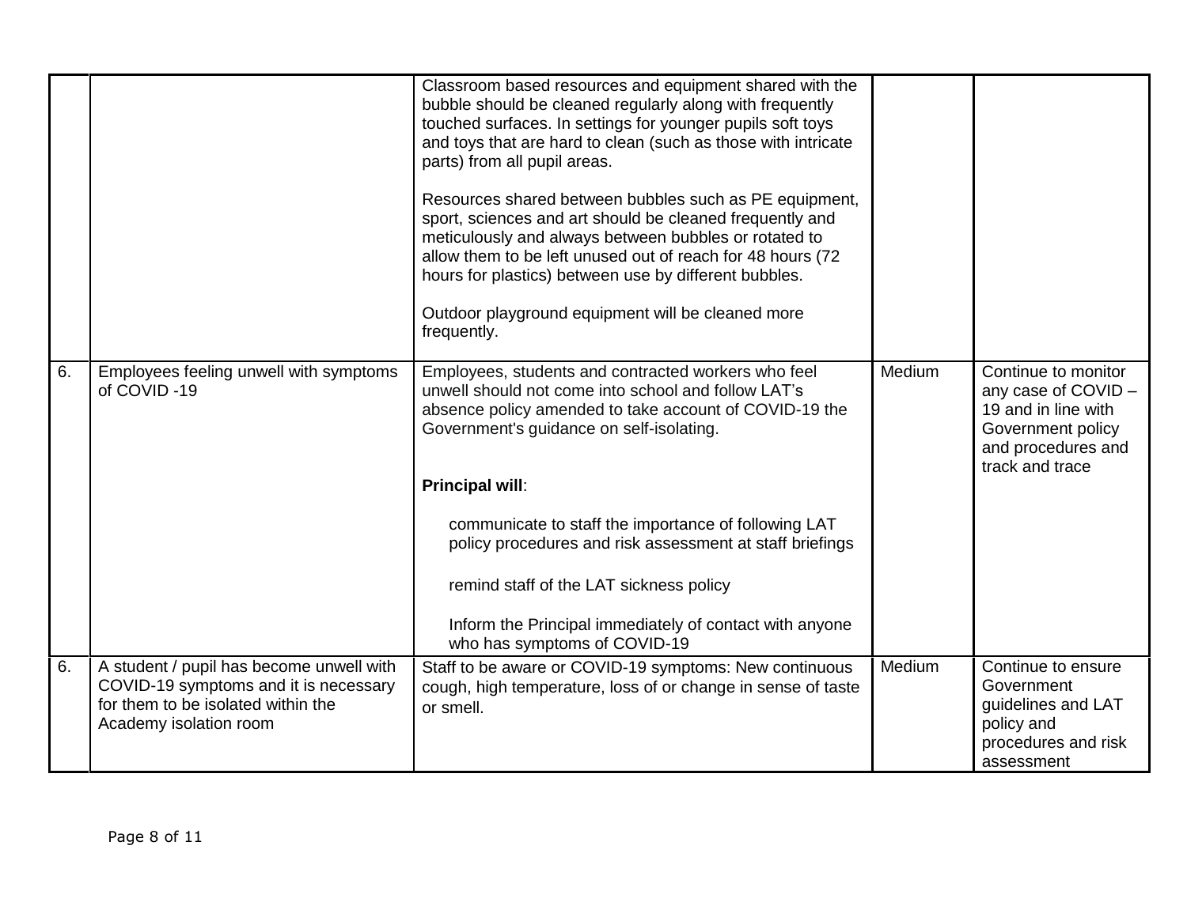| | | | | |
|---|---|---|---|---|
| | | Classroom based resources and equipment shared with the bubble should be cleaned regularly along with frequently touched surfaces. In settings for younger pupils soft toys and toys that are hard to clean (such as those with intricate parts) from all pupil areas.<br><br>Resources shared between bubbles such as PE equipment, sport, sciences and art should be cleaned frequently and meticulously and always between bubbles or rotated to allow them to be left unused out of reach for 48 hours (72 hours for plastics) between use by different bubbles.<br><br>Outdoor playground equipment will be cleaned more frequently. | | |
| 6. | Employees feeling unwell with symptoms of COVID -19 | Employees, students and contracted workers who feel unwell should not come into school and follow LAT's absence policy amended to take account of COVID-19 the Government's guidance on self-isolating.<br><br>**Principal will**:<br><br>communicate to staff the importance of following LAT policy procedures and risk assessment at staff briefings<br><br>remind staff of the LAT sickness policy<br><br>Inform the Principal immediately of contact with anyone who has symptoms of COVID-19 | Medium | Continue to monitor any case of COVID – 19 and in line with Government policy and procedures and track and trace |
| 6. | A student / pupil has become unwell with COVID-19 symptoms and it is necessary for them to be isolated within the Academy isolation room | Staff to be aware or COVID-19 symptoms: New continuous cough, high temperature, loss of or change in sense of taste or smell. | Medium | Continue to ensure Government guidelines and LAT policy and procedures and risk assessment |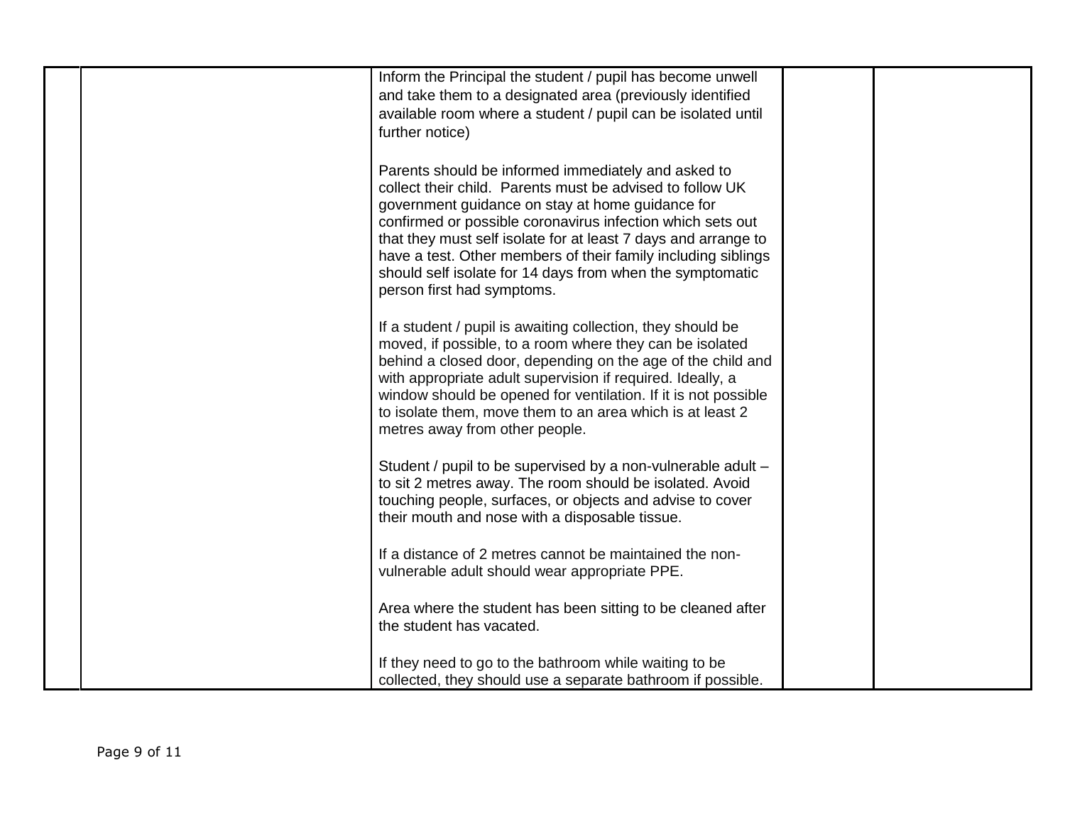| | | | | |
|---|---|---|---|---|
| | | Inform the Principal the student / pupil has become unwell and take them to a designated area (previously identified available room where a student / pupil can be isolated until further notice)<br><br>Parents should be informed immediately and asked to collect their child. Parents must be advised to follow UK government guidance on stay at home guidance for confirmed or possible coronavirus infection which sets out that they must self isolate for at least 7 days and arrange to have a test. Other members of their family including siblings should self isolate for 14 days from when the symptomatic person first had symptoms.<br><br>If a student / pupil is awaiting collection, they should be moved, if possible, to a room where they can be isolated behind a closed door, depending on the age of the child and with appropriate adult supervision if required. Ideally, a window should be opened for ventilation. If it is not possible to isolate them, move them to an area which is at least 2 metres away from other people.<br><br>Student / pupil to be supervised by a non-vulnerable adult – to sit 2 metres away. The room should be isolated. Avoid touching people, surfaces, or objects and advise to cover their mouth and nose with a disposable tissue.<br><br>If a distance of 2 metres cannot be maintained the non-vulnerable adult should wear appropriate PPE.<br><br>Area where the student has been sitting to be cleaned after the student has vacated.<br><br>If they need to go to the bathroom while waiting to be collected, they should use a separate bathroom if possible. | | |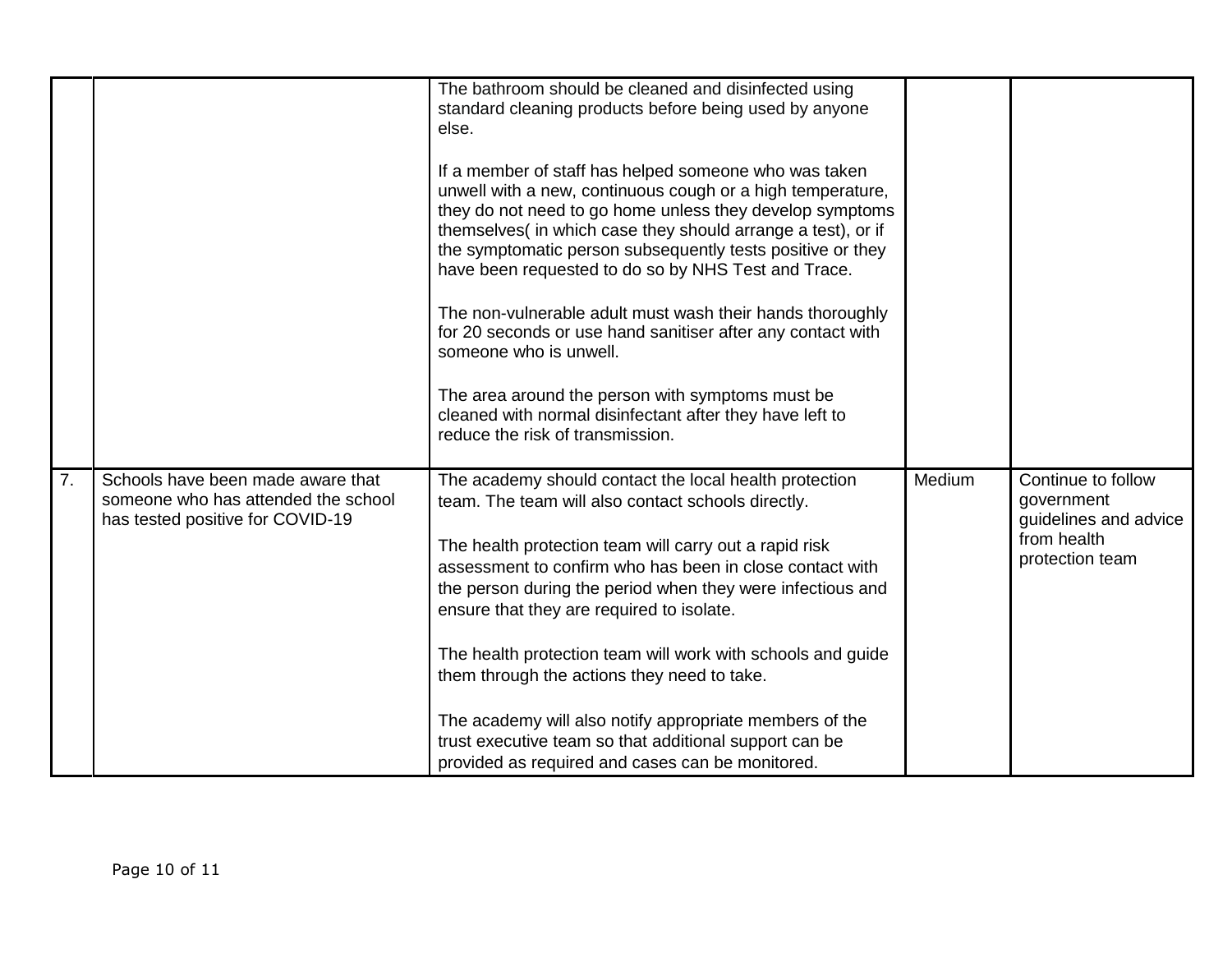| | | | | |
|---|---|---|---|---|
| | | The bathroom should be cleaned and disinfected using standard cleaning products before being used by anyone else.<br><br>If a member of staff has helped someone who was taken unwell with a new, continuous cough or a high temperature, they do not need to go home unless they develop symptoms themselves( in which case they should arrange a test), or if the symptomatic person subsequently tests positive or they have been requested to do so by NHS Test and Trace.<br><br>The non-vulnerable adult must wash their hands thoroughly for 20 seconds or use hand sanitiser after any contact with someone who is unwell.<br><br>The area around the person with symptoms must be cleaned with normal disinfectant after they have left to reduce the risk of transmission. | | |
| 7. | Schools have been made aware that someone who has attended the school has tested positive for COVID-19 | The academy should contact the local health protection team. The team will also contact schools directly.<br><br>The health protection team will carry out a rapid risk assessment to confirm who has been in close contact with the person during the period when they were infectious and ensure that they are required to isolate.<br><br>The health protection team will work with schools and guide them through the actions they need to take.<br><br>The academy will also notify appropriate members of the trust executive team so that additional support can be provided as required and cases can be monitored. | Medium | Continue to follow government guidelines and advice from health protection team |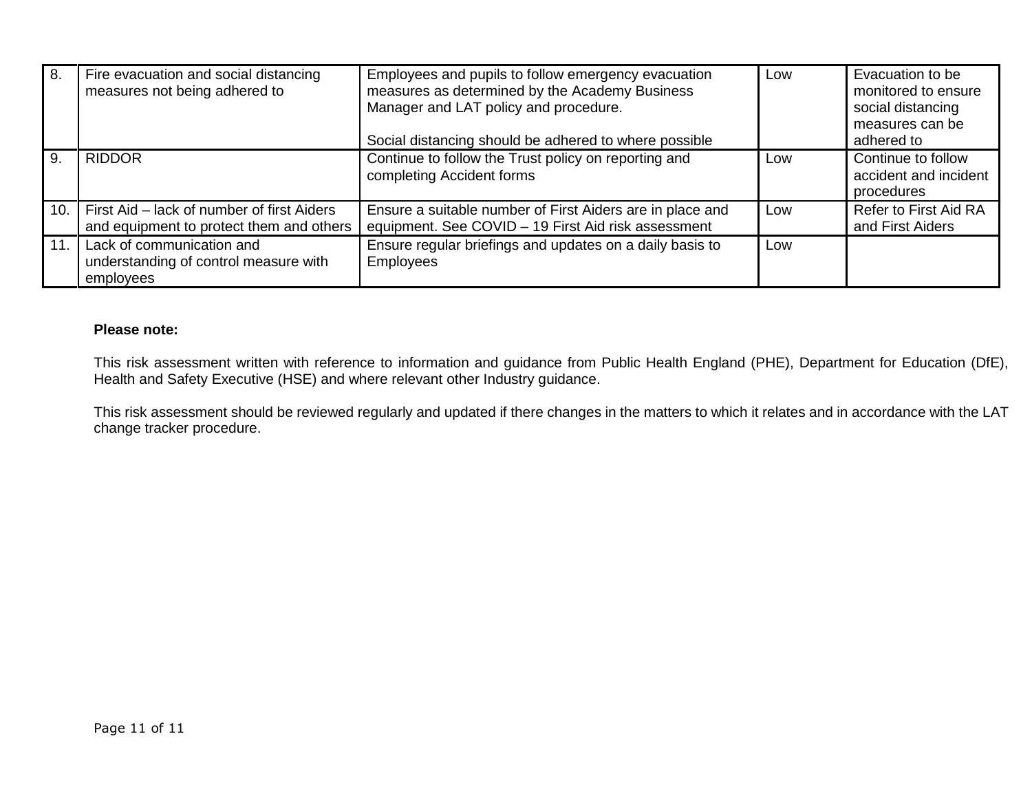| | | | | |
|---|---|---|---|---|
| 8. | Fire evacuation and social distancing measures not being adhered to | Employees and pupils to follow emergency evacuation measures as determined by the Academy Business Manager and LAT policy and procedure.<br><br>Social distancing should be adhered to where possible | Low | Evacuation to be monitored to ensure social distancing measures can be adhered to |
| 9. | RIDDOR | Continue to follow the Trust policy on reporting and completing Accident forms | Low | Continue to follow accident and incident procedures |
| 10. | First Aid – lack of number of first Aiders and equipment to protect them and others | Ensure a suitable number of First Aiders are in place and equipment. See COVID – 19 First Aid risk assessment | Low | Refer to First Aid RA and First Aiders |
| 11. | Lack of communication and understanding of control measure with employees | Ensure regular briefings and updates on a daily basis to Employees | Low | |

**Please note:**

This risk assessment written with reference to information and guidance from Public Health England (PHE), Department for Education (DfE), Health and Safety Executive (HSE) and where relevant other Industry guidance.

This risk assessment should be reviewed regularly and updated if there changes in the matters to which it relates and in accordance with the LAT change tracker procedure.